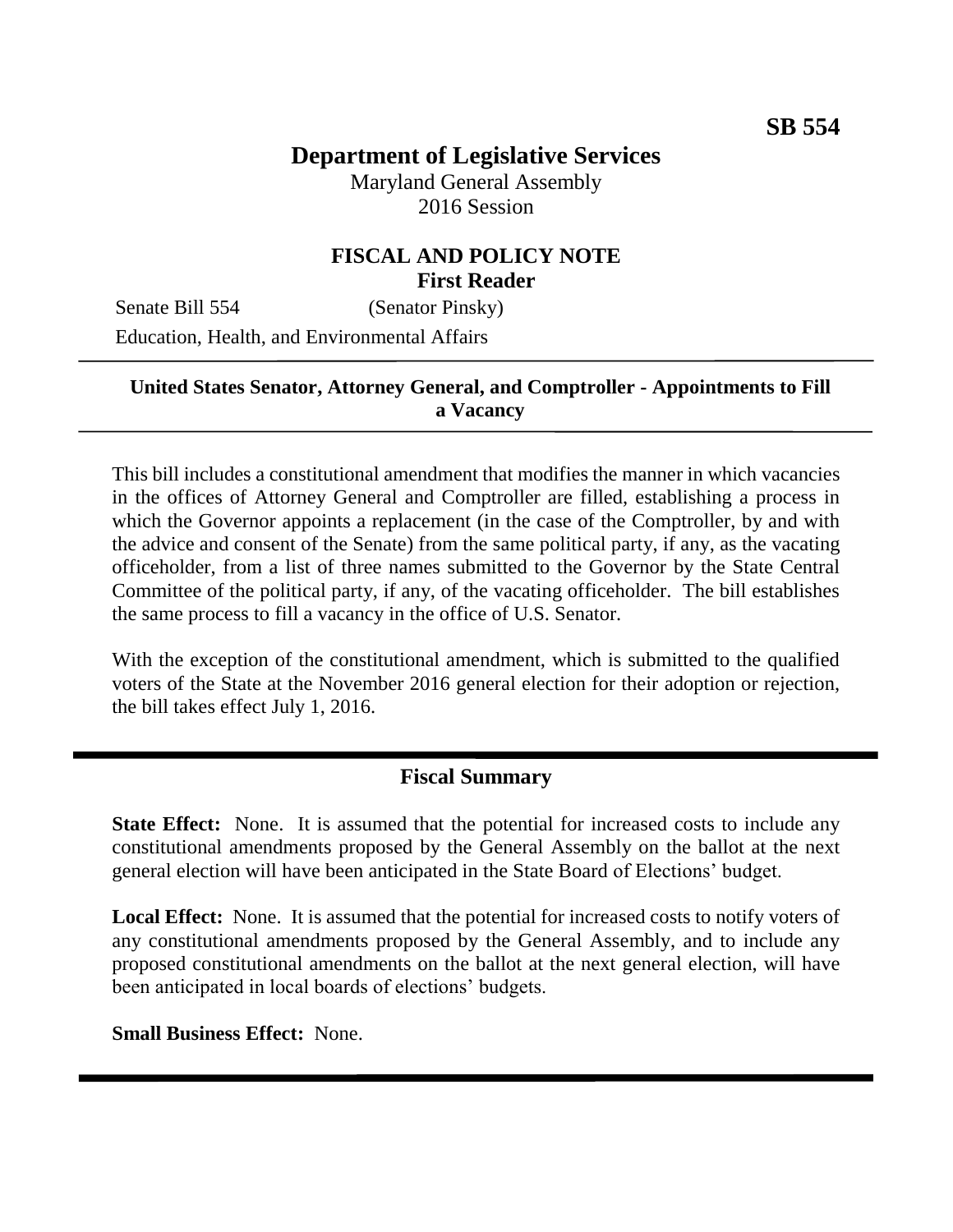**SB 554**

# Department of Legislative Services

Maryland General Assembly
2016 Session

## FISCAL AND POLICY NOTE
**First Reader**

Senate Bill 554 (Senator Pinsky)
Education, Health, and Environmental Affairs

---

**United States Senator, Attorney General, and Comptroller - Appointments to Fill a Vacancy**

---

This bill includes a constitutional amendment that modifies the manner in which vacancies in the offices of Attorney General and Comptroller are filled, establishing a process in which the Governor appoints a replacement (in the case of the Comptroller, by and with the advice and consent of the Senate) from the same political party, if any, as the vacating officeholder, from a list of three names submitted to the Governor by the State Central Committee of the political party, if any, of the vacating officeholder. The bill establishes the same process to fill a vacancy in the office of U.S. Senator.

With the exception of the constitutional amendment, which is submitted to the qualified voters of the State at the November 2016 general election for their adoption or rejection, the bill takes effect July 1, 2016.

---

## Fiscal Summary

**State Effect:** None. It is assumed that the potential for increased costs to include any constitutional amendments proposed by the General Assembly on the ballot at the next general election will have been anticipated in the State Board of Elections' budget.

**Local Effect:** None. It is assumed that the potential for increased costs to notify voters of any constitutional amendments proposed by the General Assembly, and to include any proposed constitutional amendments on the ballot at the next general election, will have been anticipated in local boards of elections' budgets.

**Small Business Effect:** None.

---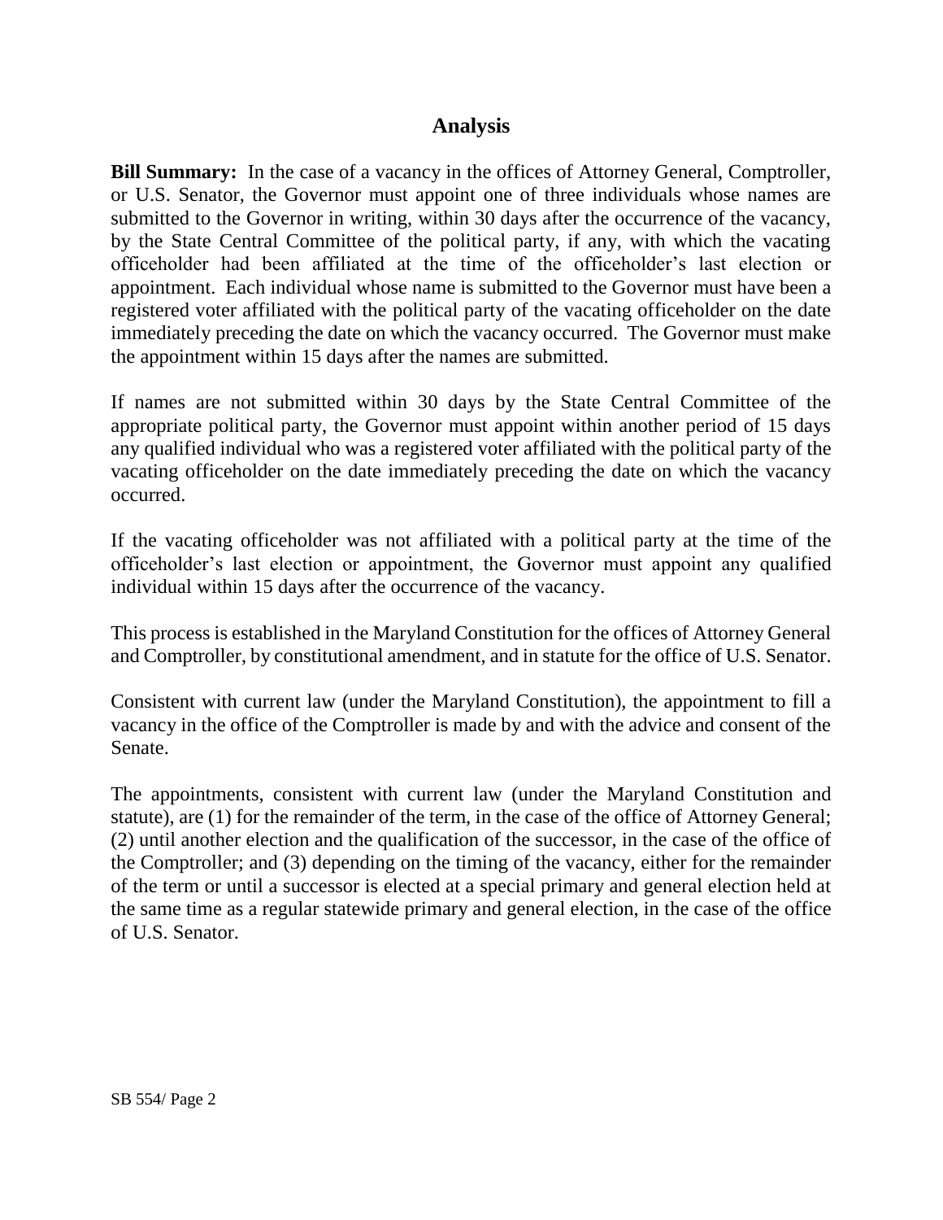## Analysis

**Bill Summary:** In the case of a vacancy in the offices of Attorney General, Comptroller, or U.S. Senator, the Governor must appoint one of three individuals whose names are submitted to the Governor in writing, within 30 days after the occurrence of the vacancy, by the State Central Committee of the political party, if any, with which the vacating officeholder had been affiliated at the time of the officeholder's last election or appointment. Each individual whose name is submitted to the Governor must have been a registered voter affiliated with the political party of the vacating officeholder on the date immediately preceding the date on which the vacancy occurred. The Governor must make the appointment within 15 days after the names are submitted.

If names are not submitted within 30 days by the State Central Committee of the appropriate political party, the Governor must appoint within another period of 15 days any qualified individual who was a registered voter affiliated with the political party of the vacating officeholder on the date immediately preceding the date on which the vacancy occurred.

If the vacating officeholder was not affiliated with a political party at the time of the officeholder's last election or appointment, the Governor must appoint any qualified individual within 15 days after the occurrence of the vacancy.

This process is established in the Maryland Constitution for the offices of Attorney General and Comptroller, by constitutional amendment, and in statute for the office of U.S. Senator.

Consistent with current law (under the Maryland Constitution), the appointment to fill a vacancy in the office of the Comptroller is made by and with the advice and consent of the Senate.

The appointments, consistent with current law (under the Maryland Constitution and statute), are (1) for the remainder of the term, in the case of the office of Attorney General; (2) until another election and the qualification of the successor, in the case of the office of the Comptroller; and (3) depending on the timing of the vacancy, either for the remainder of the term or until a successor is elected at a special primary and general election held at the same time as a regular statewide primary and general election, in the case of the office of U.S. Senator.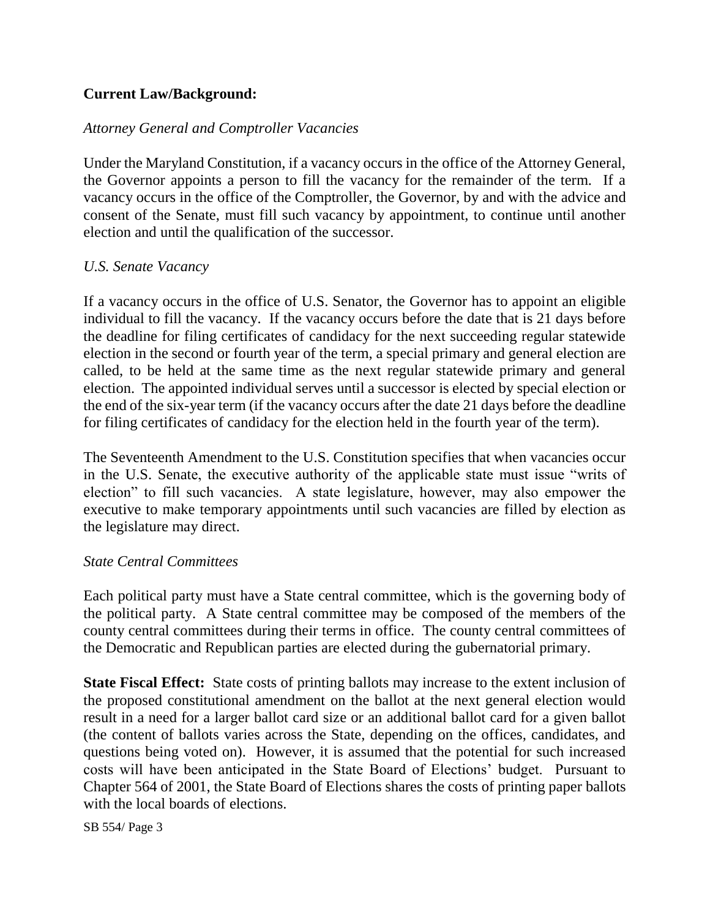**Current Law/Background:**

*Attorney General and Comptroller Vacancies*

Under the Maryland Constitution, if a vacancy occurs in the office of the Attorney General, the Governor appoints a person to fill the vacancy for the remainder of the term. If a vacancy occurs in the office of the Comptroller, the Governor, by and with the advice and consent of the Senate, must fill such vacancy by appointment, to continue until another election and until the qualification of the successor.

*U.S. Senate Vacancy*

If a vacancy occurs in the office of U.S. Senator, the Governor has to appoint an eligible individual to fill the vacancy. If the vacancy occurs before the date that is 21 days before the deadline for filing certificates of candidacy for the next succeeding regular statewide election in the second or fourth year of the term, a special primary and general election are called, to be held at the same time as the next regular statewide primary and general election. The appointed individual serves until a successor is elected by special election or the end of the six-year term (if the vacancy occurs after the date 21 days before the deadline for filing certificates of candidacy for the election held in the fourth year of the term).

The Seventeenth Amendment to the U.S. Constitution specifies that when vacancies occur in the U.S. Senate, the executive authority of the applicable state must issue "writs of election" to fill such vacancies. A state legislature, however, may also empower the executive to make temporary appointments until such vacancies are filled by election as the legislature may direct.

*State Central Committees*

Each political party must have a State central committee, which is the governing body of the political party. A State central committee may be composed of the members of the county central committees during their terms in office. The county central committees of the Democratic and Republican parties are elected during the gubernatorial primary.

**State Fiscal Effect:** State costs of printing ballots may increase to the extent inclusion of the proposed constitutional amendment on the ballot at the next general election would result in a need for a larger ballot card size or an additional ballot card for a given ballot (the content of ballots varies across the State, depending on the offices, candidates, and questions being voted on). However, it is assumed that the potential for such increased costs will have been anticipated in the State Board of Elections' budget. Pursuant to Chapter 564 of 2001, the State Board of Elections shares the costs of printing paper ballots with the local boards of elections.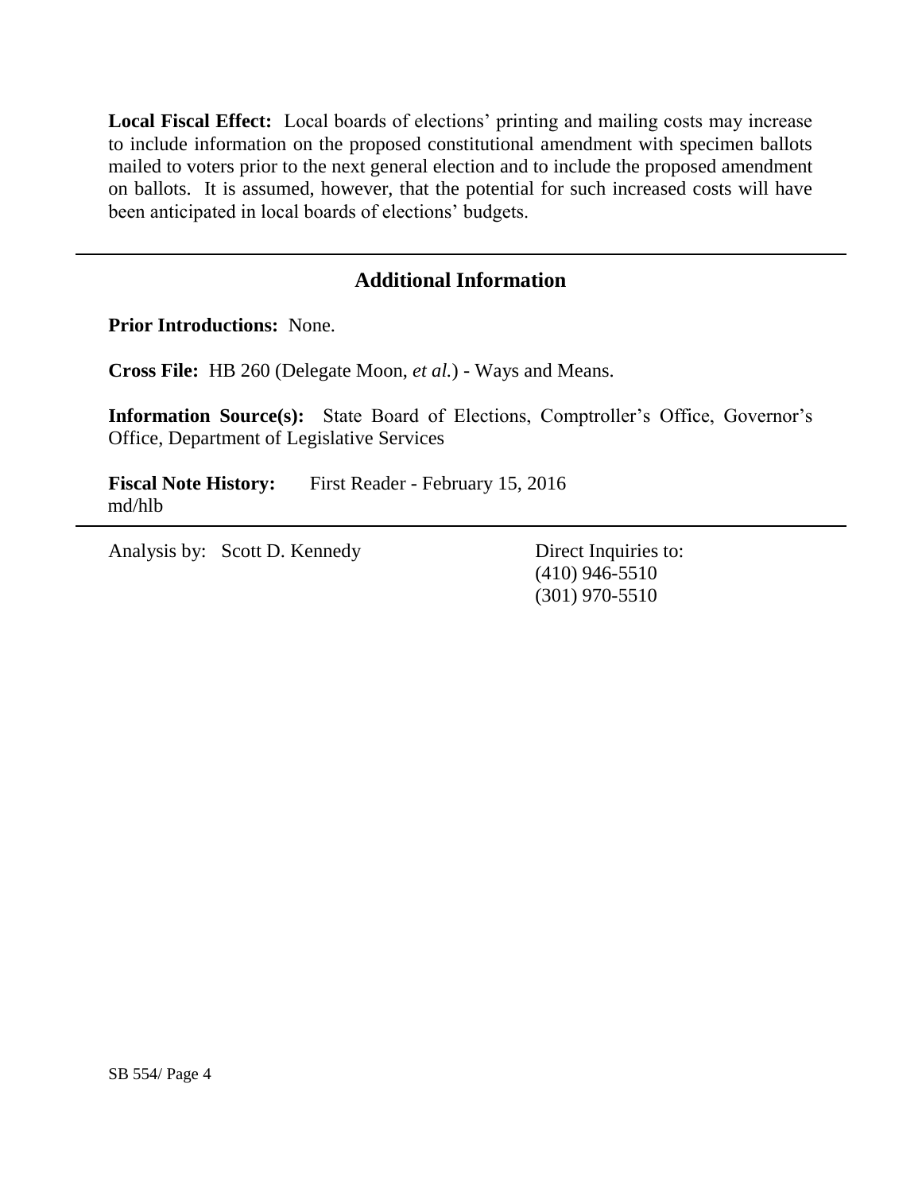**Local Fiscal Effect:** Local boards of elections' printing and mailing costs may increase to include information on the proposed constitutional amendment with specimen ballots mailed to voters prior to the next general election and to include the proposed amendment on ballots. It is assumed, however, that the potential for such increased costs will have been anticipated in local boards of elections' budgets.

---

## Additional Information

**Prior Introductions:** None.

**Cross File:** HB 260 (Delegate Moon, *et al.*) - Ways and Means.

**Information Source(s):** State Board of Elections, Comptroller's Office, Governor's Office, Department of Legislative Services

**Fiscal Note History:** First Reader - February 15, 2016
md/hlb

---

Analysis by: Scott D. Kennedy

Direct Inquiries to:
(410) 946-5510
(301) 970-5510